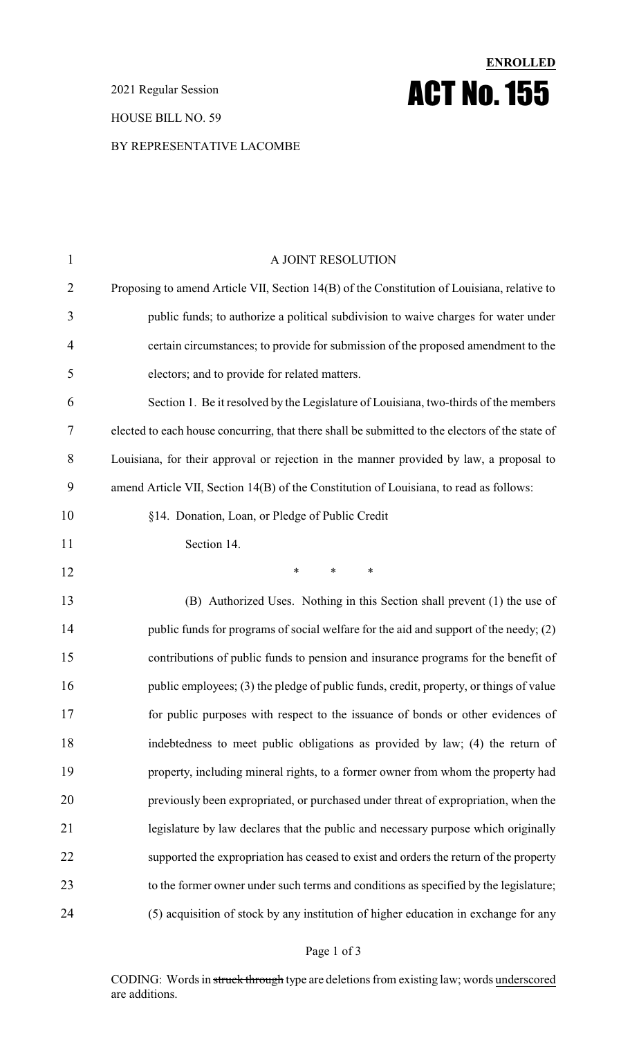**ENROLLED**

# ACT No. 155

2021 Regular Session

HOUSE BILL NO. 59

BY REPRESENTATIVE LACOMBE

A JOINT RESOLUTION

Proposing to amend Article VII, Section 14(B) of the Constitution of Louisiana, relative to public funds; to authorize a political subdivision to waive charges for water under certain circumstances; to provide for submission of the proposed amendment to the electors; and to provide for related matters.

Section 1. Be it resolved by the Legislature of Louisiana, two-thirds of the members elected to each house concurring, that there shall be submitted to the electors of the state of Louisiana, for their approval or rejection in the manner provided by law, a proposal to amend Article VII, Section 14(B) of the Constitution of Louisiana, to read as follows:

§14. Donation, Loan, or Pledge of Public Credit

Section 14.

\* \* \*

(B) Authorized Uses. Nothing in this Section shall prevent (1) the use of public funds for programs of social welfare for the aid and support of the needy; (2) contributions of public funds to pension and insurance programs for the benefit of public employees; (3) the pledge of public funds, credit, property, or things of value for public purposes with respect to the issuance of bonds or other evidences of indebtedness to meet public obligations as provided by law; (4) the return of property, including mineral rights, to a former owner from whom the property had previously been expropriated, or purchased under threat of expropriation, when the legislature by law declares that the public and necessary purpose which originally supported the expropriation has ceased to exist and orders the return of the property to the former owner under such terms and conditions as specified by the legislature; (5) acquisition of stock by any institution of higher education in exchange for any

CODING: Words in ~~struck through~~ type are deletions from existing law; words underscored are additions.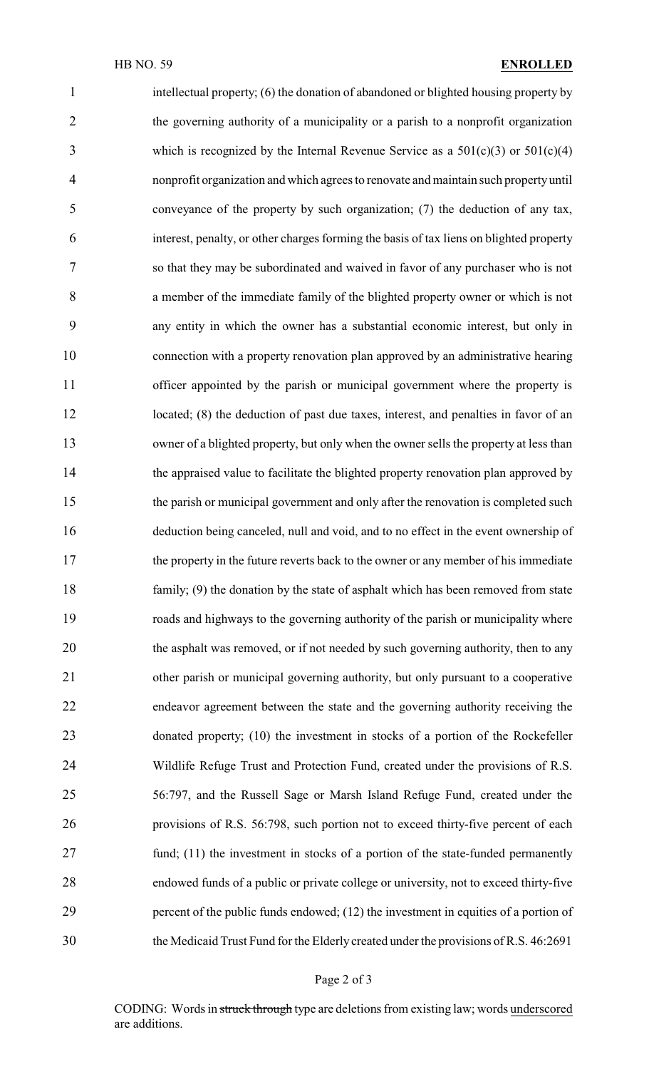intellectual property; (6) the donation of abandoned or blighted housing property by the governing authority of a municipality or a parish to a nonprofit organization which is recognized by the Internal Revenue Service as a 501(c)(3) or 501(c)(4) nonprofit organization and which agrees to renovate and maintain such property until conveyance of the property by such organization; (7) the deduction of any tax, interest, penalty, or other charges forming the basis of tax liens on blighted property so that they may be subordinated and waived in favor of any purchaser who is not a member of the immediate family of the blighted property owner or which is not any entity in which the owner has a substantial economic interest, but only in connection with a property renovation plan approved by an administrative hearing officer appointed by the parish or municipal government where the property is located; (8) the deduction of past due taxes, interest, and penalties in favor of an owner of a blighted property, but only when the owner sells the property at less than the appraised value to facilitate the blighted property renovation plan approved by the parish or municipal government and only after the renovation is completed such deduction being canceled, null and void, and to no effect in the event ownership of the property in the future reverts back to the owner or any member of his immediate family; (9) the donation by the state of asphalt which has been removed from state roads and highways to the governing authority of the parish or municipality where the asphalt was removed, or if not needed by such governing authority, then to any other parish or municipal governing authority, but only pursuant to a cooperative endeavor agreement between the state and the governing authority receiving the donated property; (10) the investment in stocks of a portion of the Rockefeller Wildlife Refuge Trust and Protection Fund, created under the provisions of R.S. 56:797, and the Russell Sage or Marsh Island Refuge Fund, created under the provisions of R.S. 56:798, such portion not to exceed thirty-five percent of each fund; (11) the investment in stocks of a portion of the state-funded permanently endowed funds of a public or private college or university, not to exceed thirty-five percent of the public funds endowed; (12) the investment in equities of a portion of the Medicaid Trust Fund for the Elderly created under the provisions of R.S. 46:2691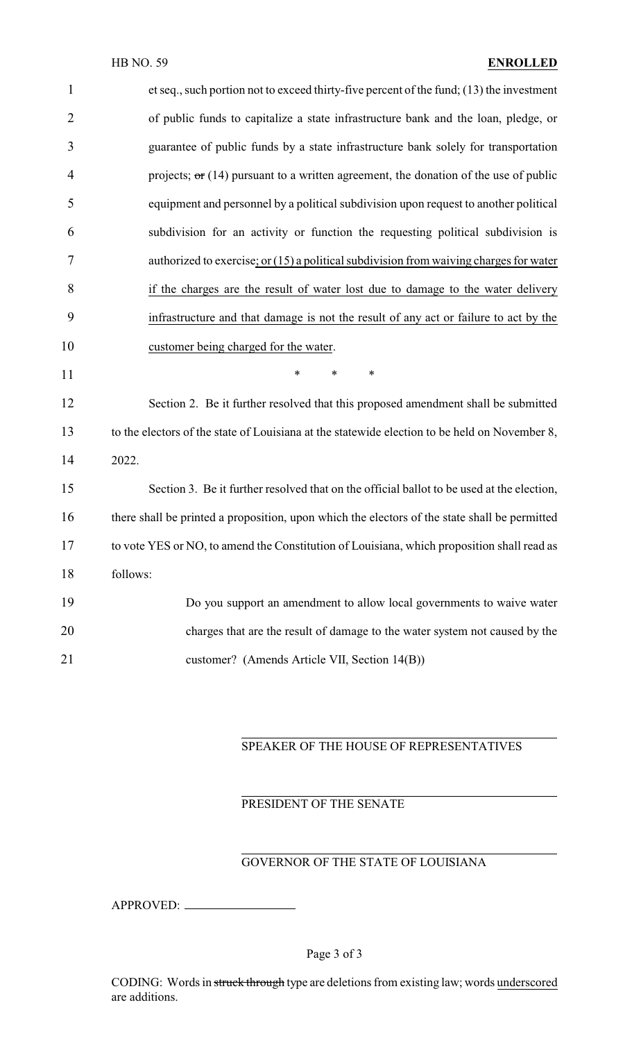et seq., such portion not to exceed thirty-five percent of the fund; (13) the investment of public funds to capitalize a state infrastructure bank and the loan, pledge, or guarantee of public funds by a state infrastructure bank solely for transportation projects; ~~or~~ (14) pursuant to a written agreement, the donation of the use of public equipment and personnel by a political subdivision upon request to another political subdivision for an activity or function the requesting political subdivision is authorized to exercise<u>; or (15) a political subdivision from waiving charges for water if the charges are the result of water lost due to damage to the water delivery infrastructure and that damage is not the result of any act or failure to act by the customer being charged for the water</u>.

\* \* \*

Section 2. Be it further resolved that this proposed amendment shall be submitted to the electors of the state of Louisiana at the statewide election to be held on November 8, 2022.

Section 3. Be it further resolved that on the official ballot to be used at the election, there shall be printed a proposition, upon which the electors of the state shall be permitted to vote YES or NO, to amend the Constitution of Louisiana, which proposition shall read as follows:

> Do you support an amendment to allow local governments to waive water charges that are the result of damage to the water system not caused by the customer? (Amends Article VII, Section 14(B))

SPEAKER OF THE HOUSE OF REPRESENTATIVES

PRESIDENT OF THE SENATE

GOVERNOR OF THE STATE OF LOUISIANA

APPROVED: \_\_\_\_\_\_\_\_\_\_\_\_\_\_\_\_\_\_

CODING: Words in ~~struck through~~ type are deletions from existing law; words <u>underscored</u> are additions.